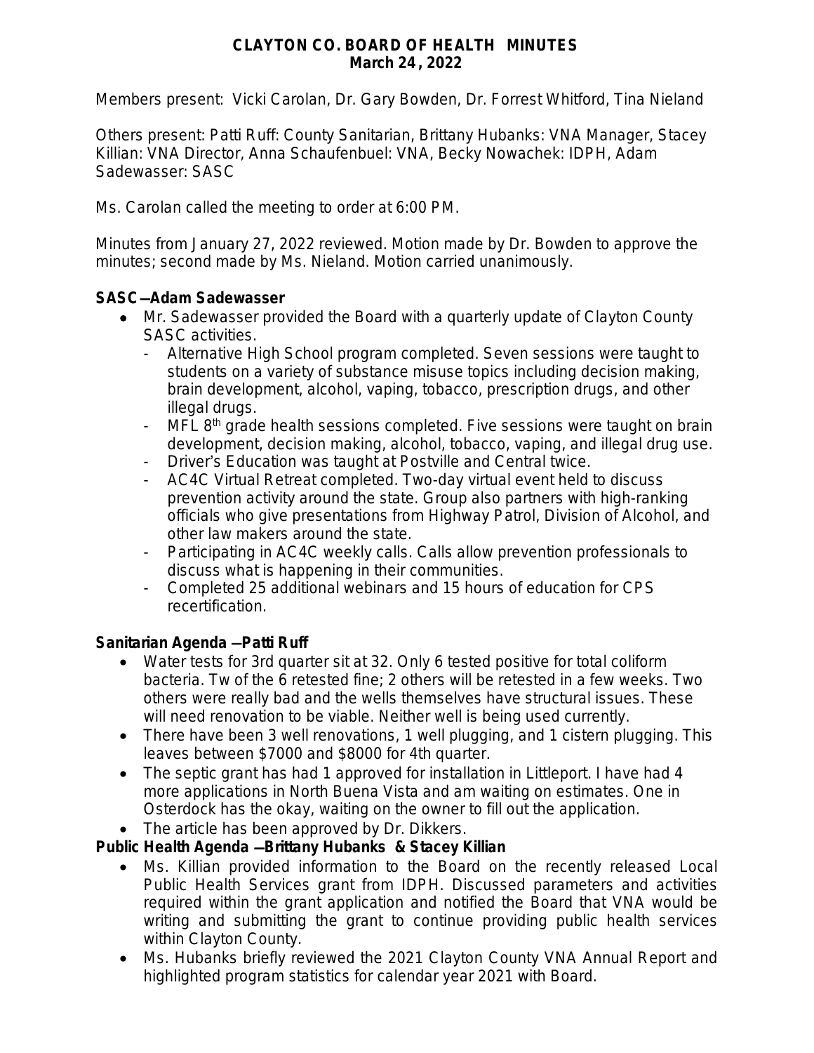# CLAYTON CO. BOARD OF HEALTH MINUTES
## March 24, 2022

Members present: Vicki Carolan, Dr. Gary Bowden, Dr. Forrest Whitford, Tina Nieland

Others present: Patti Ruff: County Sanitarian, Brittany Hubanks: VNA Manager, Stacey Killian: VNA Director, Anna Schaufenbuel: VNA, Becky Nowachek: IDPH, Adam Sadewasser: SASC

Ms. Carolan called the meeting to order at 6:00 PM.

Minutes from January 27, 2022 reviewed. Motion made by Dr. Bowden to approve the minutes; second made by Ms. Nieland. Motion carried unanimously.

**SASC – Adam Sadewasser**

- Mr. Sadewasser provided the Board with a quarterly update of Clayton County SASC activities.
  - Alternative High School program completed. Seven sessions were taught to students on a variety of substance misuse topics including decision making, brain development, alcohol, vaping, tobacco, prescription drugs, and other illegal drugs.
  - MFL 8th grade health sessions completed. Five sessions were taught on brain development, decision making, alcohol, tobacco, vaping, and illegal drug use.
  - Driver's Education was taught at Postville and Central twice.
  - AC4C Virtual Retreat completed. Two-day virtual event held to discuss prevention activity around the state. Group also partners with high-ranking officials who give presentations from Highway Patrol, Division of Alcohol, and other law makers around the state.
  - Participating in AC4C weekly calls. Calls allow prevention professionals to discuss what is happening in their communities.
  - Completed 25 additional webinars and 15 hours of education for CPS recertification.

**Sanitarian Agenda – Patti Ruff**

- Water tests for 3rd quarter sit at 32. Only 6 tested positive for total coliform bacteria. Tw of the 6 retested fine; 2 others will be retested in a few weeks. Two others were really bad and the wells themselves have structural issues. These will need renovation to be viable. Neither well is being used currently.
- There have been 3 well renovations, 1 well plugging, and 1 cistern plugging. This leaves between $7000 and $8000 for 4th quarter.
- The septic grant has had 1 approved for installation in Littleport. I have had 4 more applications in North Buena Vista and am waiting on estimates. One in Osterdock has the okay, waiting on the owner to fill out the application.
- The article has been approved by Dr. Dikkers.

**Public Health Agenda – Brittany Hubanks & Stacey Killian**

- Ms. Killian provided information to the Board on the recently released Local Public Health Services grant from IDPH. Discussed parameters and activities required within the grant application and notified the Board that VNA would be writing and submitting the grant to continue providing public health services within Clayton County.
- Ms. Hubanks briefly reviewed the 2021 Clayton County VNA Annual Report and highlighted program statistics for calendar year 2021 with Board.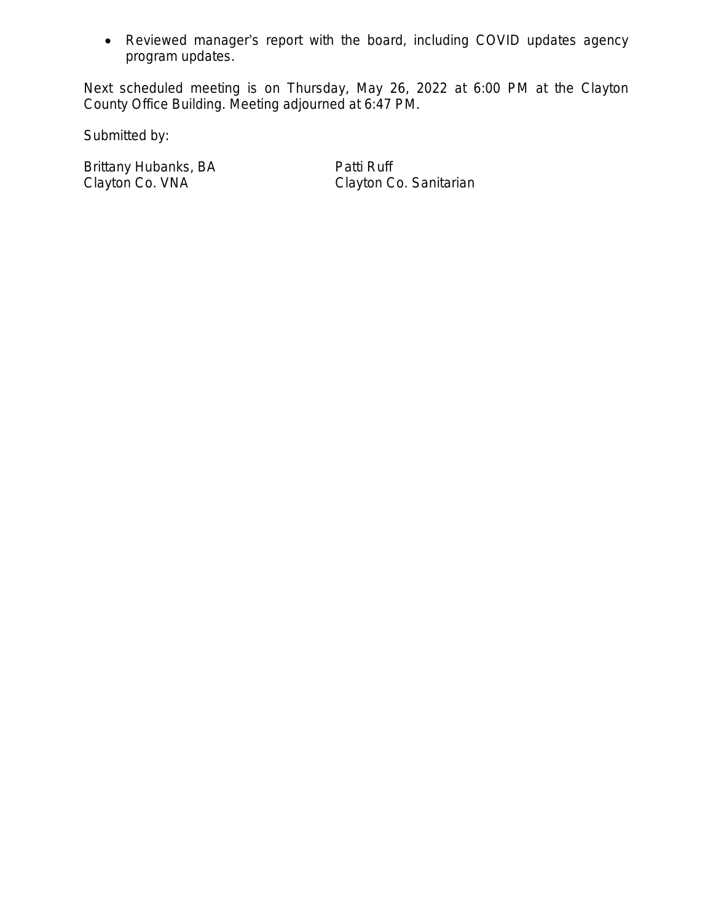- Reviewed manager's report with the board, including COVID updates agency program updates.

Next scheduled meeting is on Thursday, May 26, 2022 at 6:00 PM at the Clayton County Office Building. Meeting adjourned at 6:47 PM.

Submitted by:

Brittany Hubanks, BA
Clayton Co. VNA

Patti Ruff
Clayton Co. Sanitarian